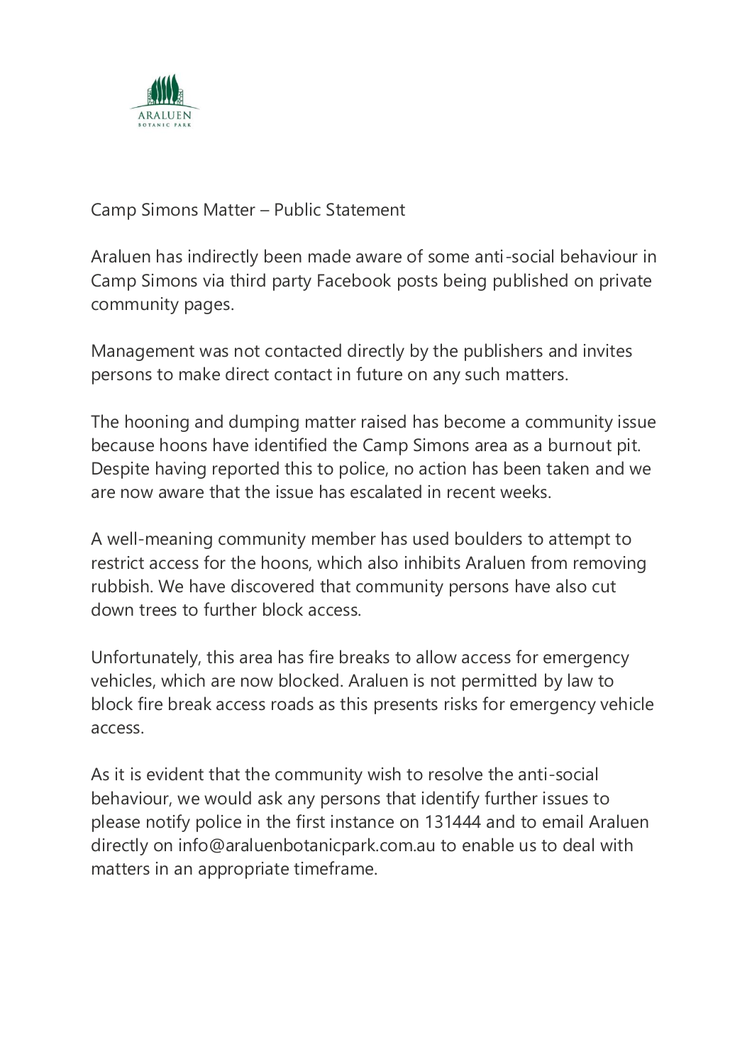ARALUEN

BOTANIC PARK

# Camp Simons Matter – Public Statement

Araluen has indirectly been made aware of some anti-social behaviour in Camp Simons via third party Facebook posts being published on private community pages.

Management was not contacted directly by the publishers and invites persons to make direct contact in future on any such matters.

The hooning and dumping matter raised has become a community issue because hoons have identified the Camp Simons area as a burnout pit. Despite having reported this to police, no action has been taken and we are now aware that the issue has escalated in recent weeks.

A well-meaning community member has used boulders to attempt to restrict access for the hoons, which also inhibits Araluen from removing rubbish. We have discovered that community persons have also cut down trees to further block access.

Unfortunately, this area has fire breaks to allow access for emergency vehicles, which are now blocked. Araluen is not permitted by law to block fire break access roads as this presents risks for emergency vehicle access.

As it is evident that the community wish to resolve the anti-social behaviour, we would ask any persons that identify further issues to please notify police in the first instance on 131444 and to email Araluen directly on info@araluenbotanicpark.com.au to enable us to deal with matters in an appropriate timeframe.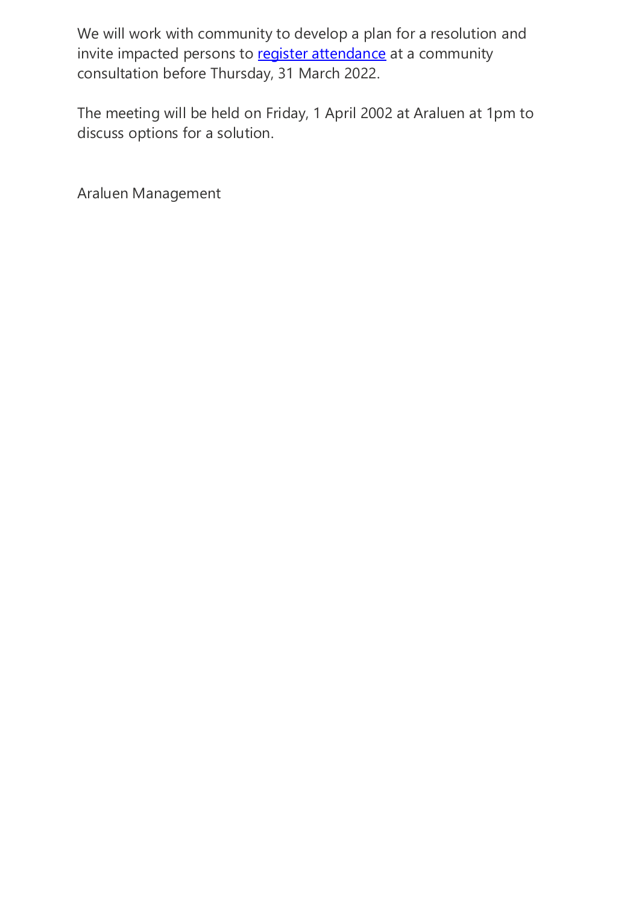We will work with community to develop a plan for a resolution and invite impacted persons to register attendance at a community consultation before Thursday, 31 March 2022.

The meeting will be held on Friday, 1 April 2002 at Araluen at 1pm to discuss options for a solution.

Araluen Management